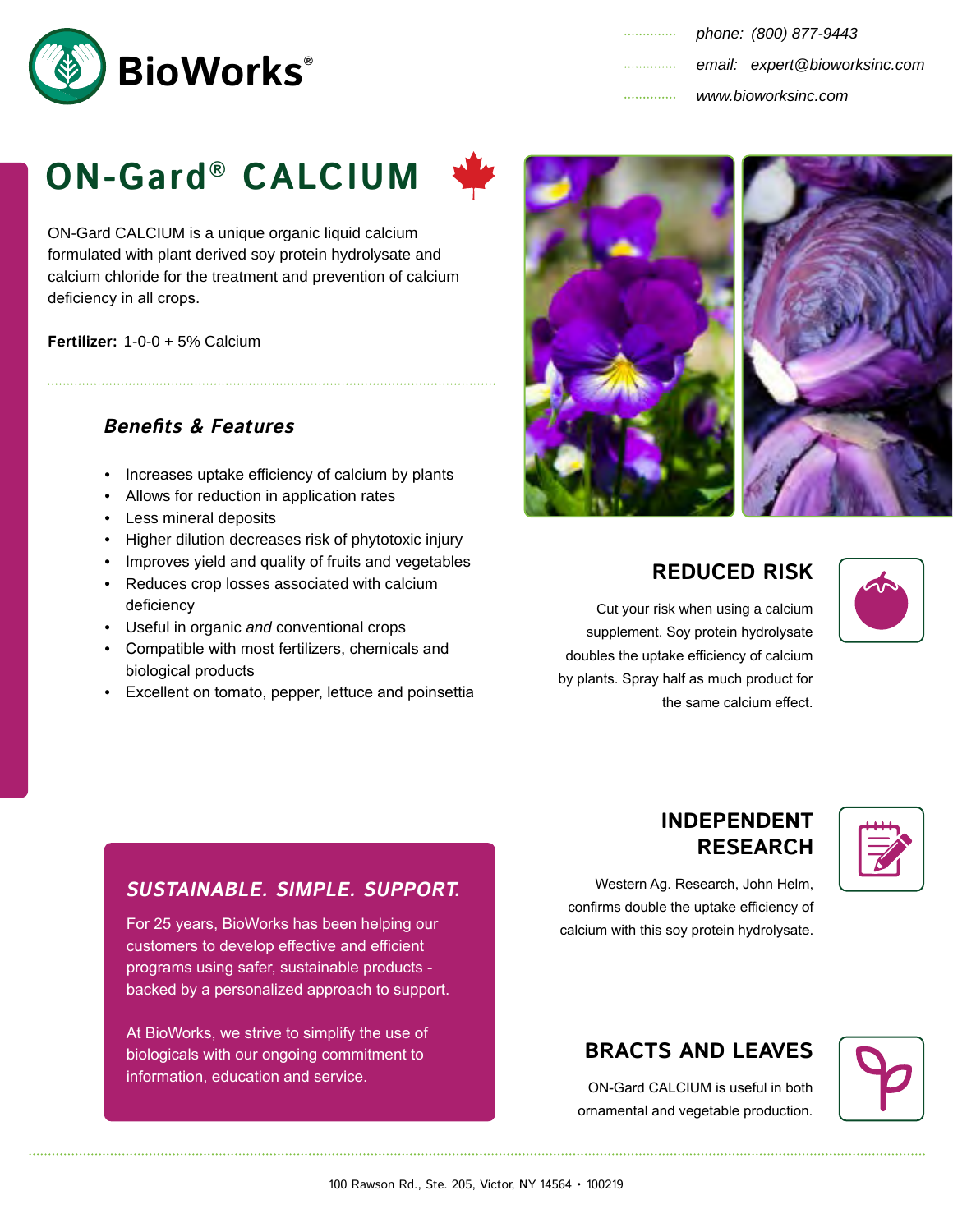# BioWorks®

phone: (800) 877-9443
email: expert@bioworksinc.com
www.bioworksinc.com

# ON-Gard® CALCIUM

ON-Gard CALCIUM is a unique organic liquid calcium formulated with plant derived soy protein hydrolysate and calcium chloride for the treatment and prevention of calcium deficiency in all crops.

**Fertilizer:** 1-0-0 + 5% Calcium

### *Benefits & Features*

- Increases uptake efficiency of calcium by plants
- Allows for reduction in application rates
- Less mineral deposits
- Higher dilution decreases risk of phytotoxic injury
- Improves yield and quality of fruits and vegetables
- Reduces crop losses associated with calcium deficiency
- Useful in organic *and* conventional crops
- Compatible with most fertilizers, chemicals and biological products
- Excellent on tomato, pepper, lettuce and poinsettia

## REDUCED RISK

Cut your risk when using a calcium supplement. Soy protein hydrolysate doubles the uptake efficiency of calcium by plants. Spray half as much product for the same calcium effect.

## INDEPENDENT RESEARCH

Western Ag. Research, John Helm, confirms double the uptake efficiency of calcium with this soy protein hydrolysate.

## BRACTS AND LEAVES

ON-Gard CALCIUM is useful in both ornamental and vegetable production.

### *SUSTAINABLE. SIMPLE. SUPPORT.*

For 25 years, BioWorks has been helping our customers to develop effective and efficient programs using safer, sustainable products - backed by a personalized approach to support.

At BioWorks, we strive to simplify the use of biologicals with our ongoing commitment to information, education and service.

100 Rawson Rd., Ste. 205, Victor, NY 14564 • 100219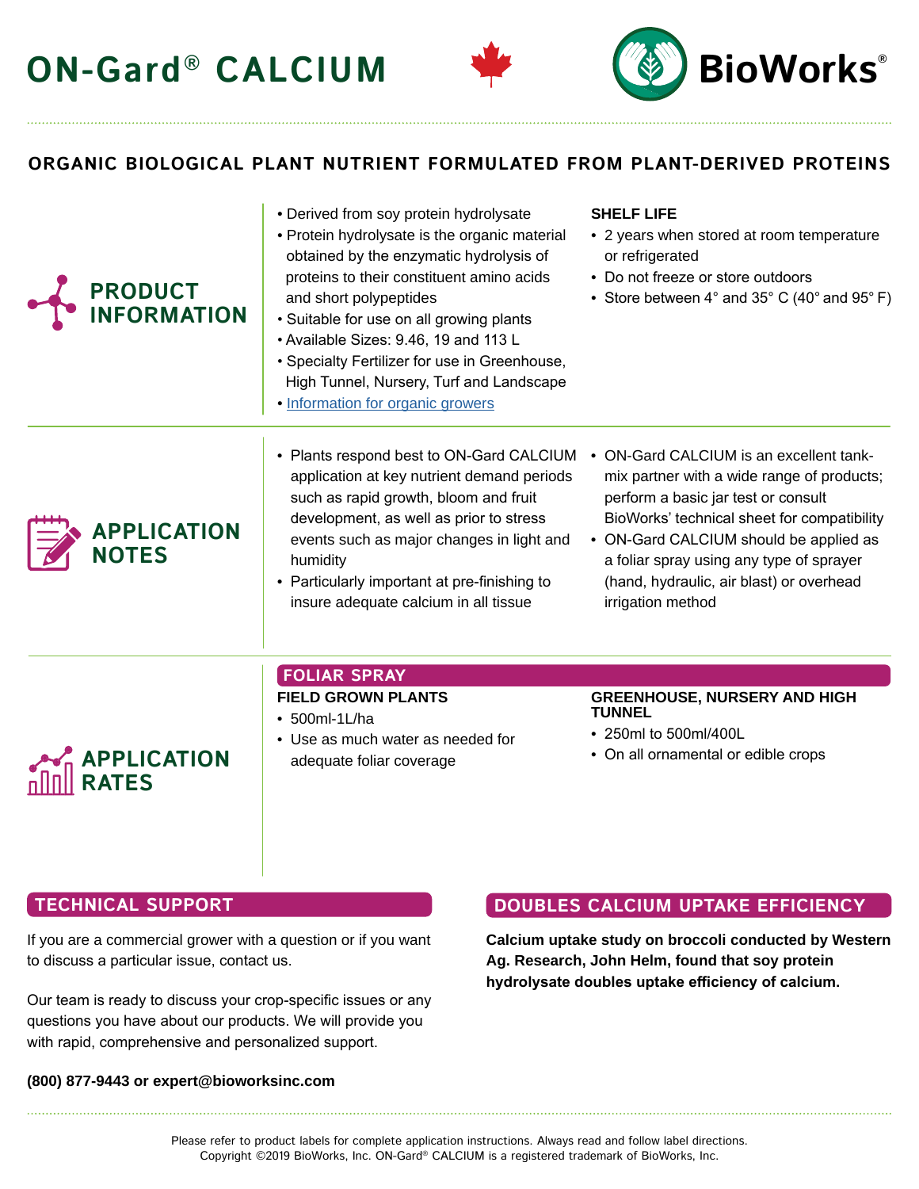# ON-Gard® CALCIUM

BioWorks®

## ORGANIC BIOLOGICAL PLANT NUTRIENT FORMULATED FROM PLANT-DERIVED PROTEINS

### PRODUCT INFORMATION

- Derived from soy protein hydrolysate
- Protein hydrolysate is the organic material obtained by the enzymatic hydrolysis of proteins to their constituent amino acids and short polypeptides
- Suitable for use on all growing plants
- Available Sizes: 9.46, 19 and 113 L
- Specialty Fertilizer for use in Greenhouse, High Tunnel, Nursery, Turf and Landscape
- Information for organic growers

**SHELF LIFE**

- 2 years when stored at room temperature or refrigerated
- Do not freeze or store outdoors
- Store between 4° and 35° C (40° and 95° F)

### APPLICATION NOTES

- Plants respond best to ON-Gard CALCIUM application at key nutrient demand periods such as rapid growth, bloom and fruit development, as well as prior to stress events such as major changes in light and humidity
- Particularly important at pre-finishing to insure adequate calcium in all tissue
- ON-Gard CALCIUM is an excellent tank-mix partner with a wide range of products; perform a basic jar test or consult BioWorks' technical sheet for compatibility
- ON-Gard CALCIUM should be applied as a foliar spray using any type of sprayer (hand, hydraulic, air blast) or overhead irrigation method

### APPLICATION RATES

#### FOLIAR SPRAY

**FIELD GROWN PLANTS**

- 500ml-1L/ha
- Use as much water as needed for adequate foliar coverage

**GREENHOUSE, NURSERY AND HIGH TUNNEL**

- 250ml to 500ml/400L
- On all ornamental or edible crops

### TECHNICAL SUPPORT

If you are a commercial grower with a question or if you want to discuss a particular issue, contact us.

Our team is ready to discuss your crop-specific issues or any questions you have about our products. We will provide you with rapid, comprehensive and personalized support.

**(800) 877-9443 or expert@bioworksinc.com**

### DOUBLES CALCIUM UPTAKE EFFICIENCY

**Calcium uptake study on broccoli conducted by Western Ag. Research, John Helm, found that soy protein hydrolysate doubles uptake efficiency of calcium.**

Please refer to product labels for complete application instructions. Always read and follow label directions.
Copyright ©2019 BioWorks, Inc. ON-Gard® CALCIUM is a registered trademark of BioWorks, Inc.